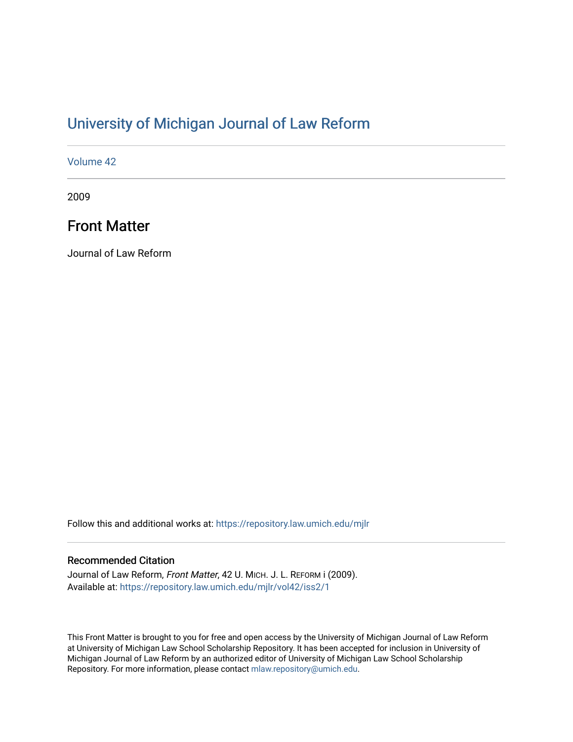# University of Michigan Journal of Law Reform

Volume 42

2009

## Front Matter

Journal of Law Reform

Follow this and additional works at: https://repository.law.umich.edu/mjlr

### Recommended Citation

Journal of Law Reform, *Front Matter*, 42 U. MICH. J. L. REFORM i (2009).
Available at: https://repository.law.umich.edu/mjlr/vol42/iss2/1

This Front Matter is brought to you for free and open access by the University of Michigan Journal of Law Reform at University of Michigan Law School Scholarship Repository. It has been accepted for inclusion in University of Michigan Journal of Law Reform by an authorized editor of University of Michigan Law School Scholarship Repository. For more information, please contact mlaw.repository@umich.edu.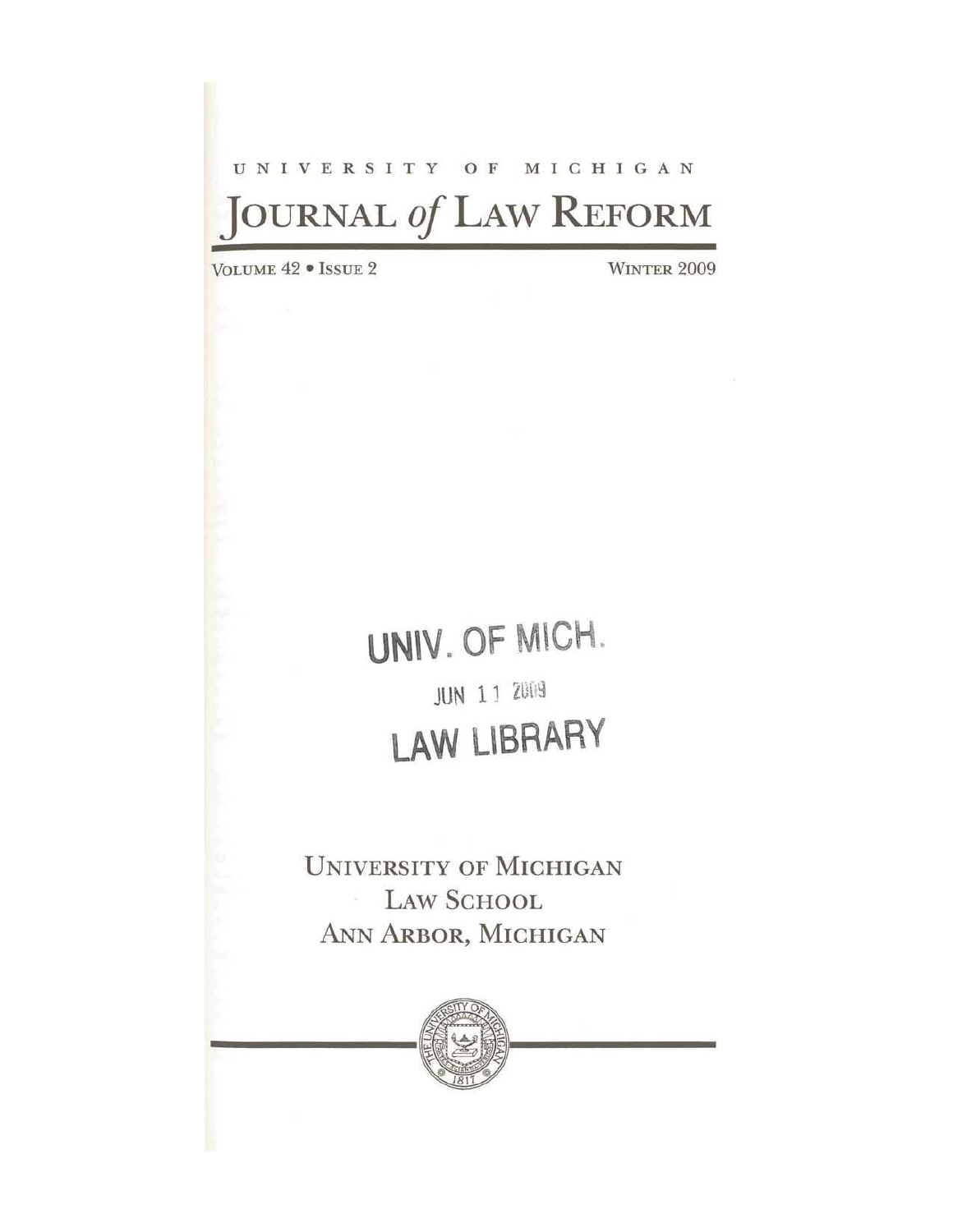UNIVERSITY OF MICHIGAN

# JOURNAL *of* LAW REFORM

VOLUME 42 • ISSUE 2 WINTER 2009

UNIV. OF MICH.

JUN 11 2009

LAW LIBRARY

UNIVERSITY OF MICHIGAN
LAW SCHOOL
ANN ARBOR, MICHIGAN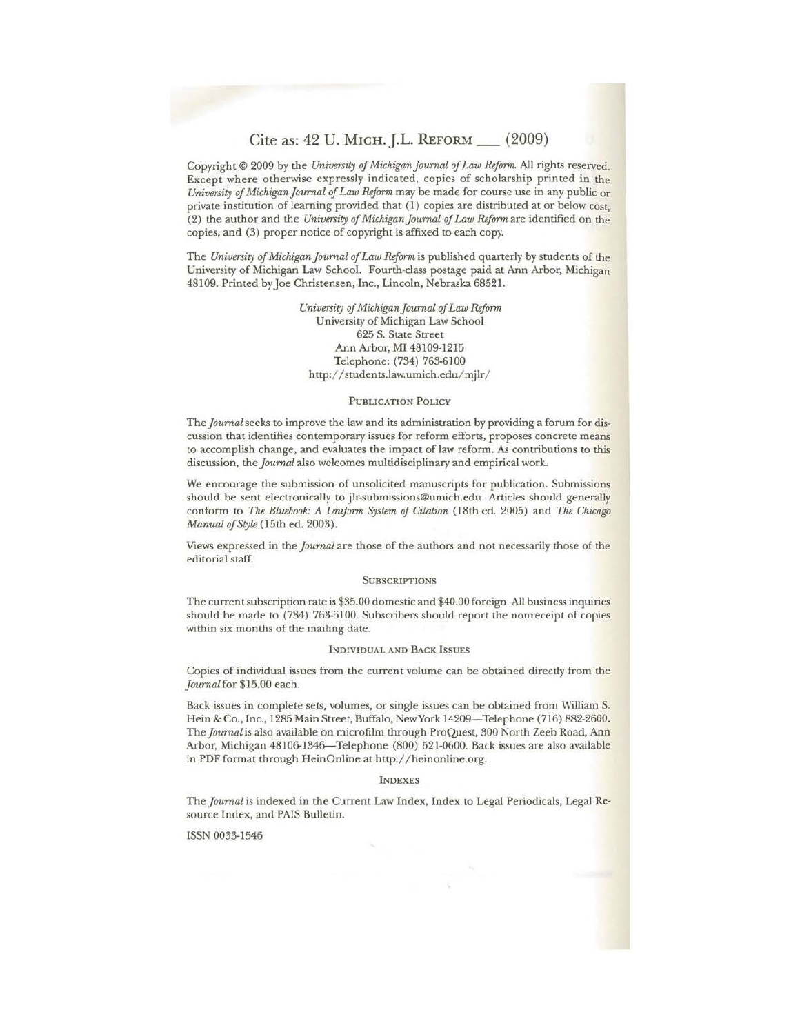Cite as: 42 U. MICH. J.L. REFORM ___ (2009)

Copyright © 2009 by the *University of Michigan Journal of Law Reform*. All rights reserved. Except where otherwise expressly indicated, copies of scholarship printed in the *University of Michigan Journal of Law Reform* may be made for course use in any public or private institution of learning provided that (1) copies are distributed at or below cost, (2) the author and the *University of Michigan Journal of Law Reform* are identified on the copies, and (3) proper notice of copyright is affixed to each copy.

The *University of Michigan Journal of Law Reform* is published quarterly by students of the University of Michigan Law School. Fourth-class postage paid at Ann Arbor, Michigan 48109. Printed by Joe Christensen, Inc., Lincoln, Nebraska 68521.

*University of Michigan Journal of Law Reform*
University of Michigan Law School
625 S. State Street
Ann Arbor, MI 48109-1215
Telephone: (734) 763-6100
http://students.law.umich.edu/mjlr/

## PUBLICATION POLICY

The *Journal* seeks to improve the law and its administration by providing a forum for discussion that identifies contemporary issues for reform efforts, proposes concrete means to accomplish change, and evaluates the impact of law reform. As contributions to this discussion, the *Journal* also welcomes multidisciplinary and empirical work.

We encourage the submission of unsolicited manuscripts for publication. Submissions should be sent electronically to jlr-submissions@umich.edu. Articles should generally conform to *The Bluebook: A Uniform System of Citation* (18th ed. 2005) and *The Chicago Manual of Style* (15th ed. 2003).

Views expressed in the *Journal* are those of the authors and not necessarily those of the editorial staff.

## SUBSCRIPTIONS

The current subscription rate is $35.00 domestic and $40.00 foreign. All business inquiries should be made to (734) 763-6100. Subscribers should report the nonreceipt of copies within six months of the mailing date.

## INDIVIDUAL AND BACK ISSUES

Copies of individual issues from the current volume can be obtained directly from the *Journal* for $15.00 each.

Back issues in complete sets, volumes, or single issues can be obtained from William S. Hein & Co., Inc., 1285 Main Street, Buffalo, New York 14209—Telephone (716) 882-2600. The *Journal* is also available on microfilm through ProQuest, 300 North Zeeb Road, Ann Arbor, Michigan 48106-1346—Telephone (800) 521-0600. Back issues are also available in PDF format through HeinOnline at http://heinonline.org.

## INDEXES

The *Journal* is indexed in the Current Law Index, Index to Legal Periodicals, Legal Resource Index, and PAIS Bulletin.

ISSN 0033-1546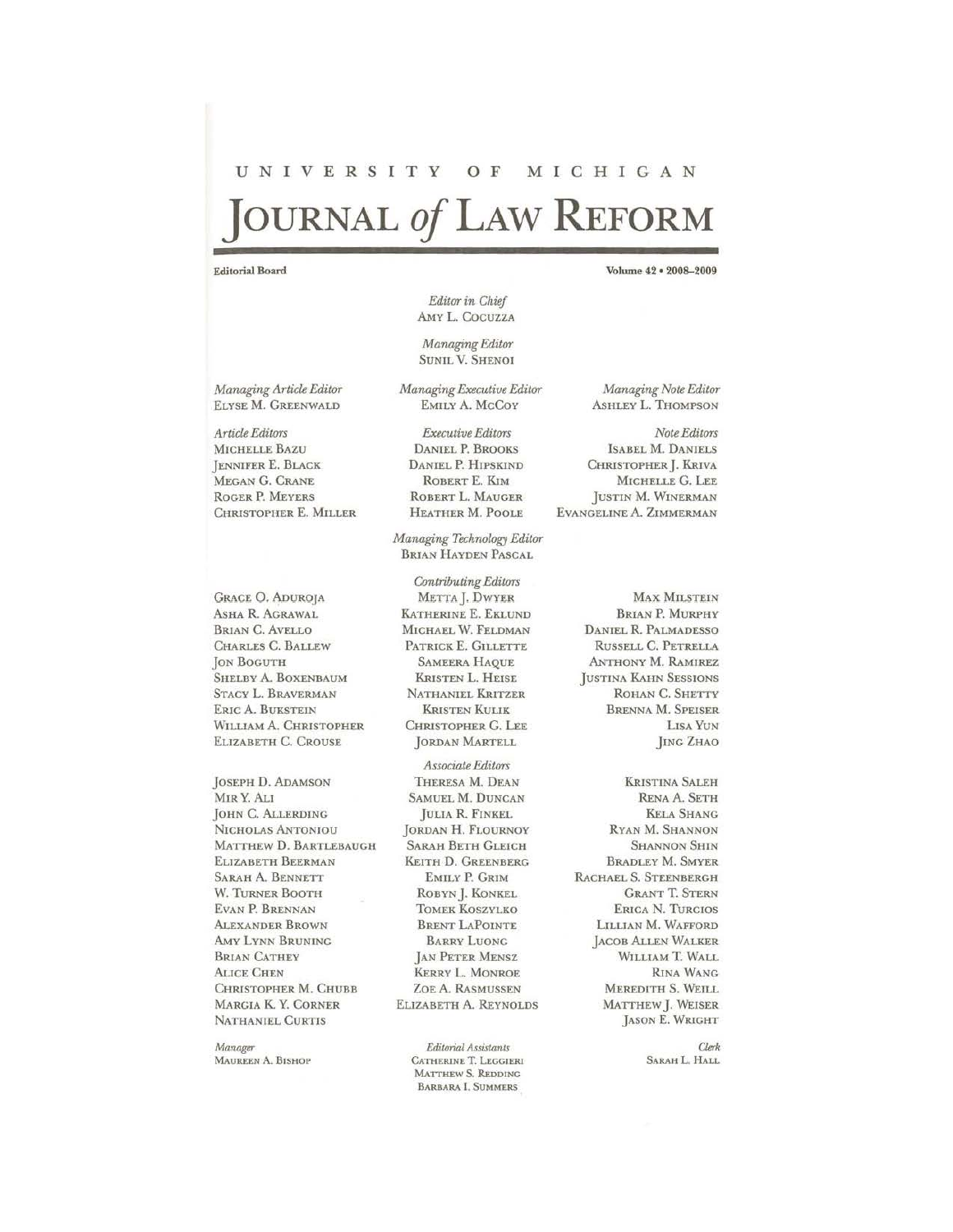# UNIVERSITY OF MICHIGAN

# JOURNAL *of* LAW REFORM

**Editorial Board**

**Volume 42 • 2008–2009**

*Editor in Chief*
AMY L. COCUZZA

*Managing Editor*
SUNIL V. SHENOI

*Managing Article Editor*
ELYSE M. GREENWALD

*Managing Executive Editor*
EMILY A. MCCOY

*Managing Note Editor*
ASHLEY L. THOMPSON

*Article Editors*
MICHELLE BAZU
JENNIFER E. BLACK
MEGAN G. CRANE
ROGER P. MEYERS
CHRISTOPHER E. MILLER

*Executive Editors*
DANIEL P. BROOKS
DANIEL P. HIPSKIND
ROBERT E. KIM
ROBERT L. MAUGER
HEATHER M. POOLE

*Note Editors*
ISABEL M. DANIELS
CHRISTOPHER J. KRIVA
MICHELLE G. LEE
JUSTIN M. WINERMAN
EVANGELINE A. ZIMMERMAN

*Managing Technology Editor*
BRIAN HAYDEN PASCAL

*Contributing Editors*

GRACE O. ADUROJA
ASHA R. AGRAWAL
BRIAN C. AVELLO
CHARLES C. BALLEW
JON BOGUTH
SHELBY A. BOXENBAUM
STACY L. BRAVERMAN
ERIC A. BUKSTEIN
WILLIAM A. CHRISTOPHER
ELIZABETH C. CROUSE
METTA J. DWYER
KATHERINE E. EKLUND
MICHAEL W. FELDMAN
PATRICK E. GILLETTE
SAMEERA HAQUE
KRISTEN L. HEISE
NATHANIEL KRITZER
KRISTEN KULIK
CHRISTOPHER G. LEE
JORDAN MARTELL
MAX MILSTEIN
BRIAN P. MURPHY
DANIEL R. PALMADESSO
RUSSELL C. PETRELLA
ANTHONY M. RAMIREZ
JUSTINA KAHN SESSIONS
ROHAN C. SHETTY
BRENNA M. SPEISER
LISA YUN
JING ZHAO

*Associate Editors*

JOSEPH D. ADAMSON
MIR Y. ALI
JOHN C. ALLERDING
NICHOLAS ANTONIOU
MATTHEW D. BARTLEBAUGH
ELIZABETH BEERMAN
SARAH A. BENNETT
W. TURNER BOOTH
EVAN P. BRENNAN
ALEXANDER BROWN
AMY LYNN BRUNING
BRIAN CATHEY
ALICE CHEN
CHRISTOPHER M. CHUBB
MARCIA K. Y. CORNER
NATHANIEL CURTIS
THERESA M. DEAN
SAMUEL M. DUNCAN
JULIA R. FINKEL
JORDAN H. FLOURNOY
SARAH BETH GLEICH
KEITH D. GREENBERG
EMILY P. GRIM
ROBYN J. KONKEL
TOMEK KOSZYLKO
BRENT LAPOINTE
BARRY LUONG
JAN PETER MENSZ
KERRY L. MONROE
ZOE A. RASMUSSEN
ELIZABETH A. REYNOLDS
KRISTINA SALEH
RENA A. SETH
KELA SHANG
RYAN M. SHANNON
SHANNON SHIN
BRADLEY M. SMYER
RACHAEL S. STEENBERGH
GRANT T. STERN
ERICA N. TURCIOS
LILLIAN M. WAFFORD
JACOB ALLEN WALKER
WILLIAM T. WALL
RINA WANG
MEREDITH S. WEILL
MATTHEW J. WEISER
JASON E. WRIGHT

*Manager*
MAUREEN A. BISHOP

*Editorial Assistants*
CATHERINE T. LEGGIERI
MATTHEW S. REDDING
BARBARA I. SUMMERS

*Clerk*
SARAH L. HALL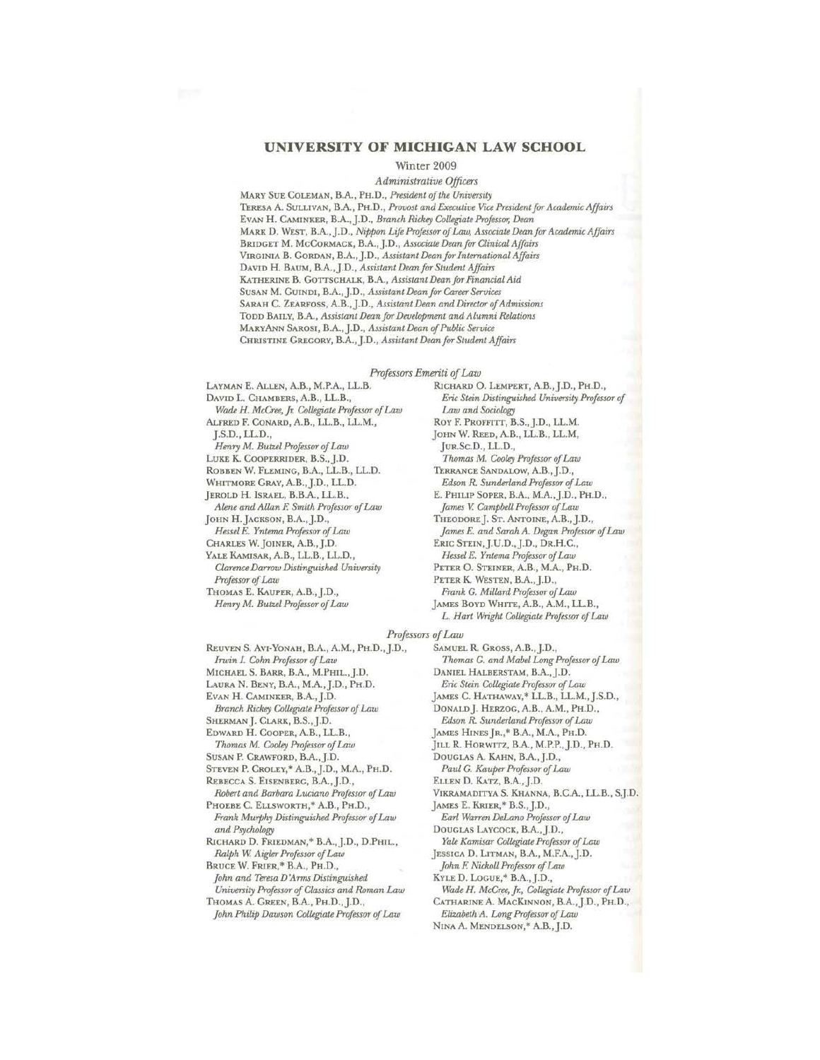## UNIVERSITY OF MICHIGAN LAW SCHOOL

Winter 2009

### *Administrative Officers*

MARY SUE COLEMAN, B.A., PH.D., *President of the University*
TERESA A. SULLIVAN, B.A., PH.D., *Provost and Executive Vice President for Academic Affairs*
EVAN H. CAMINKER, B.A., J.D., *Branch Rickey Collegiate Professor, Dean*
MARK D. WEST, B.A., J.D., *Nippon Life Professor of Law, Associate Dean for Academic Affairs*
BRIDGET M. MCCORMACK, B.A., J.D., *Associate Dean for Clinical Affairs*
VIRGINIA B. GORDAN, B.A., J.D., *Assistant Dean for International Affairs*
DAVID H. BAUM, B.A., J.D., *Assistant Dean for Student Affairs*
KATHERINE B. GOTTSCHALK, B.A., *Assistant Dean for Financial Aid*
SUSAN M. GUINDI, B.A., J.D., *Assistant Dean for Career Services*
SARAH C. ZEARFOSS, A.B., J.D., *Assistant Dean and Director of Admissions*
TODD BAILY, B.A., *Assistant Dean for Development and Alumni Relations*
MARYANN SAROSI, B.A., J.D., *Assistant Dean of Public Service*
CHRISTINE GREGORY, B.A., J.D., *Assistant Dean for Student Affairs*

### *Professors Emeriti of Law*

LAYMAN E. ALLEN, A.B., M.P.A., LL.B.
DAVID L. CHAMBERS, A.B., LL.B., *Wade H. McCree, Jr. Collegiate Professor of Law*
ALFRED F. CONARD, A.B., LL.B., LL.M., J.S.D., LL.D., *Henry M. Butzel Professor of Law*
LUKE K. COOPERRIDER, B.S., J.D.
ROBBEN W. FLEMING, B.A., LL.B., LL.D.
WHITMORE GRAY, A.B., J.D., LL.D.
JEROLD H. ISRAEL, B.B.A., LL.B., *Alene and Allan F. Smith Professor of Law*
JOHN H. JACKSON, B.A., J.D., *Hessel E. Yntema Professor of Law*
CHARLES W. JOINER, A.B., J.D.
YALE KAMISAR, A.B., LL.B., LL.D., *Clarence Darrow Distinguished University Professor of Law*
THOMAS E. KAUPER, A.B., J.D., *Henry M. Butzel Professor of Law*
RICHARD O. LEMPERT, A.B., J.D., PH.D., *Eric Stein Distinguished University Professor of Law and Sociology*
ROY F. PROFFITT, B.S., J.D., LL.M.
JOHN W. REED, A.B., LL.B., LL.M, JUR.SC.D., LL.D., *Thomas M. Cooley Professor of Law*
TERRANCE SANDALOW, A.B., J.D., *Edson R. Sunderland Professor of Law*
E. PHILIP SOPER, B.A., M.A., J.D., PH.D., *James V. Campbell Professor of Law*
THEODORE J. ST. ANTOINE, A.B., J.D., *James E. and Sarah A. Degan Professor of Law*
ERIC STEIN, J.U.D., J.D., DR.H.C., *Hessel E. Yntema Professor of Law*
PETER O. STEINER, A.B., M.A., PH.D.
PETER K. WESTEN, B.A., J.D., *Frank G. Millard Professor of Law*
JAMES BOYD WHITE, A.B., A.M., LL.B., *L. Hart Wright Collegiate Professor of Law*

### *Professors of Law*

REUVEN S. AVI-YONAH, B.A., A.M., PH.D., J.D., *Irwin I. Cohn Professor of Law*
MICHAEL S. BARR, B.A., M.PHIL., J.D.
LAURA N. BENY, B.A., M.A., J.D., PH.D.
EVAN H. CAMINKER, B.A., J.D., *Branch Rickey Collegiate Professor of Law*
SHERMAN J. CLARK, B.S., J.D.
EDWARD H. COOPER, A.B., LL.B., *Thomas M. Cooley Professor of Law*
SUSAN P. CRAWFORD, B.A., J.D.
STEVEN P. CROLEY,* A.B., J.D., M.A., PH.D.
REBECCA S. EISENBERG, B.A., J.D., *Robert and Barbara Luciano Professor of Law*
PHOEBE C. ELLSWORTH,* A.B., PH.D., *Frank Murphy Distinguished Professor of Law and Psychology*
RICHARD D. FRIEDMAN,* B.A., J.D., D.PHIL., *Ralph W. Aigler Professor of Law*
BRUCE W. FRIER,* B.A., PH.D., *John and Teresa D'Arms Distinguished University Professor of Classics and Roman Law*
THOMAS A. GREEN, B.A., PH.D., J.D., *John Philip Dawson Collegiate Professor of Law*
SAMUEL R. GROSS, A.B., J.D., *Thomas G. and Mabel Long Professor of Law*
DANIEL HALBERSTAM, B.A., J.D., *Eric Stein Collegiate Professor of Law*
JAMES C. HATHAWAY,* LL.B., LL.M., J.S.D.,
DONALD J. HERZOG, A.B., A.M., PH.D., *Edson R. Sunderland Professor of Law*
JAMES HINES JR.,* B.A., M.A., PH.D.
JILL R. HORWITZ, B.A., M.P.P., J.D., PH.D.
DOUGLAS A. KAHN, B.A., J.D., *Paul G. Kauper Professor of Law*
ELLEN D. KATZ, B.A., J.D.
VIKRAMADITYA S. KHANNA, B.C.A., LL.B., S.J.D.
JAMES E. KRIER,* B.S., J.D., *Earl Warren DeLano Professor of Law*
DOUGLAS LAYCOCK, B.A., J.D., *Yale Kamisar Collegiate Professor of Law*
JESSICA D. LITMAN, B.A., M.F.A., J.D., *John F. Nickoll Professor of Law*
KYLE D. LOGUE,* B.A., J.D., *Wade H. McCree, Jr., Collegiate Professor of Law*
CATHARINE A. MACKINNON, B.A., J.D., PH.D., *Elizabeth A. Long Professor of Law*
NINA A. MENDELSON,* A.B., J.D.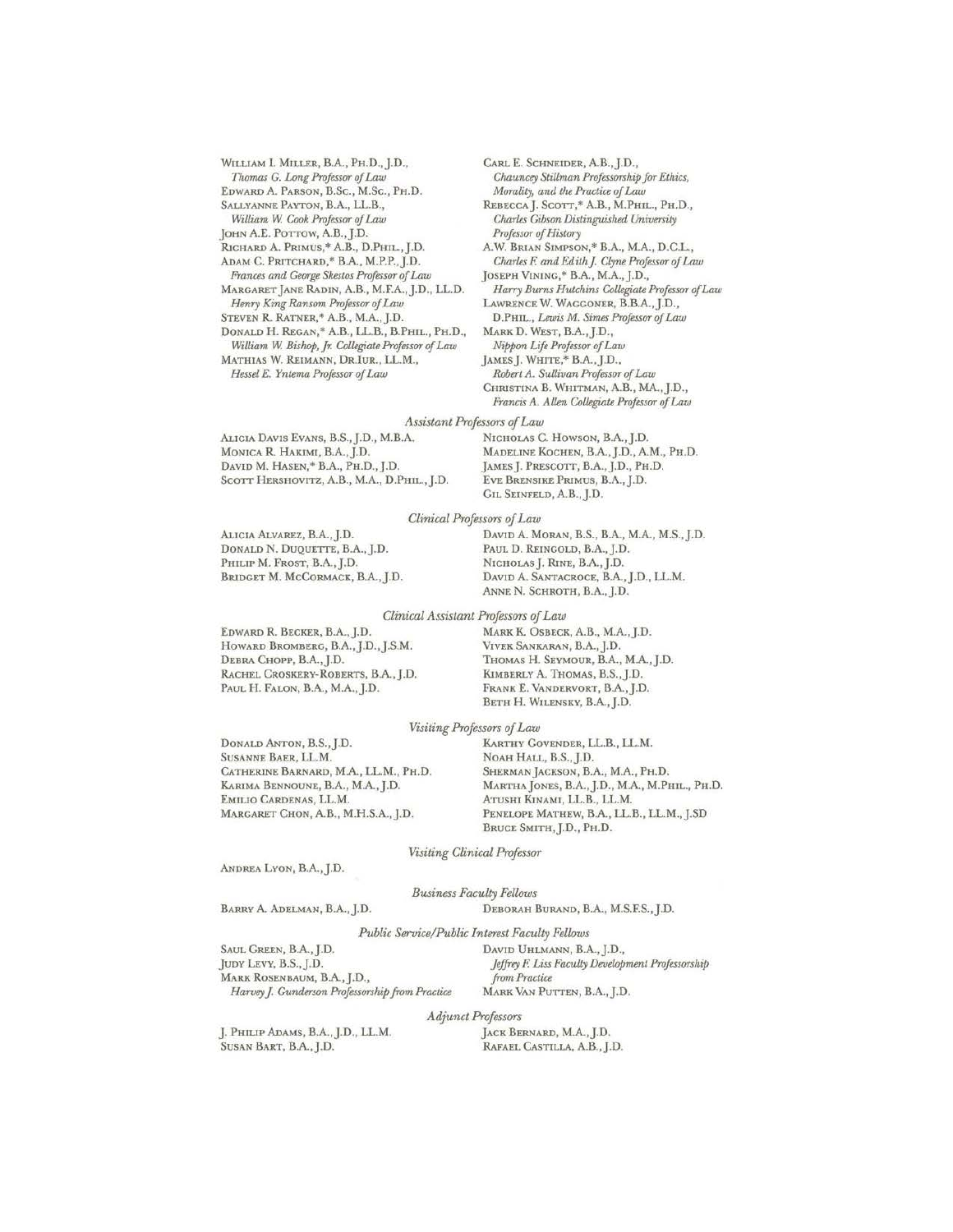WILLIAM I. MILLER, B.A., PH.D., J.D., *Thomas G. Long Professor of Law*
EDWARD A. PARSON, B.SC., M.SC., PH.D.
SALLYANNE PAYTON, B.A., LL.B., *William W. Cook Professor of Law*
JOHN A.E. POTTOW, A.B., J.D.
RICHARD A. PRIMUS,* A.B., D.PHIL., J.D.
ADAM C. PRITCHARD,* B.A., M.P.P., J.D., *Frances and George Skestos Professor of Law*
MARGARET JANE RADIN, A.B., M.F.A., J.D., LL.D. *Henry King Ransom Professor of Law*
STEVEN R. RATNER,* A.B., M.A., J.D.
DONALD H. REGAN,* A.B., LL.B., B.PHIL., PH.D., *William W. Bishop, Jr. Collegiate Professor of Law*
MATHIAS W. REIMANN, DR.IUR., LL.M., *Hessel E. Yntema Professor of Law*
CARL E. SCHNEIDER, A.B., J.D., *Chauncey Stillman Professorship for Ethics, Morality, and the Practice of Law*
REBECCA J. SCOTT,* A.B., M.PHIL., PH.D., *Charles Gibson Distinguished University Professor of History*
A.W. BRIAN SIMPSON,* B.A., M.A., D.C.L., *Charles F. and Edith J. Clyne Professor of Law*
JOSEPH VINING,* B.A., M.A., J.D., *Harry Burns Hutchins Collegiate Professor of Law*
LAWRENCE W. WAGGONER, B.B.A., J.D., D.PHIL., *Lewis M. Simes Professor of Law*
MARK D. WEST, B.A., J.D., *Nippon Life Professor of Law*
JAMES J. WHITE,* B.A., J.D., *Robert A. Sullivan Professor of Law*
CHRISTINA B. WHITMAN, A.B., MA., J.D., *Francis A. Allen Collegiate Professor of Law*

### *Assistant Professors of Law*

ALICIA DAVIS EVANS, B.S., J.D., M.B.A.
MONICA R. HAKIMI, B.A., J.D.
DAVID M. HASEN,* B.A., PH.D., J.D.
SCOTT HERSHOVITZ, A.B., M.A., D.PHIL., J.D.
NICHOLAS C. HOWSON, B.A., J.D.
MADELINE KOCHEN, B.A., J.D., A.M., PH.D.
JAMES J. PRESCOTT, B.A., J.D., PH.D.
EVE BRENSIKE PRIMUS, B.A., J.D.
GIL SEINFELD, A.B., J.D.

### *Clinical Professors of Law*

ALICIA ALVAREZ, B.A., J.D.
DONALD N. DUQUETTE, B.A., J.D.
PHILIP M. FROST, B.A., J.D.
BRIDGET M. MCCORMACK, B.A., J.D.
DAVID A. MORAN, B.S., B.A., M.A., M.S., J.D.
PAUL D. REINGOLD, B.A., J.D.
NICHOLAS J. RINE, B.A., J.D.
DAVID A. SANTACROCE, B.A., J.D., LL.M.
ANNE N. SCHROTH, B.A., J.D.

### *Clinical Assistant Professors of Law*

EDWARD R. BECKER, B.A., J.D.
HOWARD BROMBERG, B.A., J.D., J.S.M.
DEBRA CHOPP, B.A., J.D.
RACHEL CROSKERY-ROBERTS, B.A., J.D.
PAUL H. FALON, B.A., M.A., J.D.
MARK K. OSBECK, A.B., M.A., J.D.
VIVEK SANKARAN, B.A., J.D.
THOMAS H. SEYMOUR, B.A., M.A., J.D.
KIMBERLY A. THOMAS, B.S., J.D.
FRANK E. VANDERVORT, B.A., J.D.
BETH H. WILENSKY, B.A., J.D.

### *Visiting Professors of Law*

DONALD ANTON, B.S., J.D.
SUSANNE BAER, LL.M.
CATHERINE BARNARD, M.A., LL.M., PH.D.
KARIMA BENNOUNE, B.A., M.A., J.D.
EMILIO CARDENAS, LL.M.
MARGARET CHON, A.B., M.H.S.A., J.D.
KARTHY GOVENDER, LL.B., LL.M.
NOAH HALL, B.S., J.D.
SHERMAN JACKSON, B.A., M.A., PH.D.
MARTHA JONES, B.A., J.D., M.A., M.PHIL., PH.D.
ATUSHI KINAMI, LL.B., LL.M.
PENELOPE MATHEW, B.A., LL.B., LL.M., J.SD
BRUCE SMITH, J.D., PH.D.

### *Visiting Clinical Professor*

ANDREA LYON, B.A., J.D.

### *Business Faculty Fellows*

BARRY A. ADELMAN, B.A., J.D.
DEBORAH BURAND, B.A., M.S.F.S., J.D.

### *Public Service/Public Interest Faculty Fellows*

SAUL GREEN, B.A., J.D.
JUDY LEVY, B.S., J.D.
MARK ROSENBAUM, B.A., J.D., *Harvey J. Gunderson Professorship from Practice*
DAVID UHLMANN, B.A., J.D., *Jeffrey F. Liss Faculty Development Professorship from Practice*
MARK VAN PUTTEN, B.A., J.D.

### *Adjunct Professors*

J. PHILIP ADAMS, B.A., J.D., LL.M.
SUSAN BART, B.A., J.D.
JACK BERNARD, M.A., J.D.
RAFAEL CASTILLA, A.B., J.D.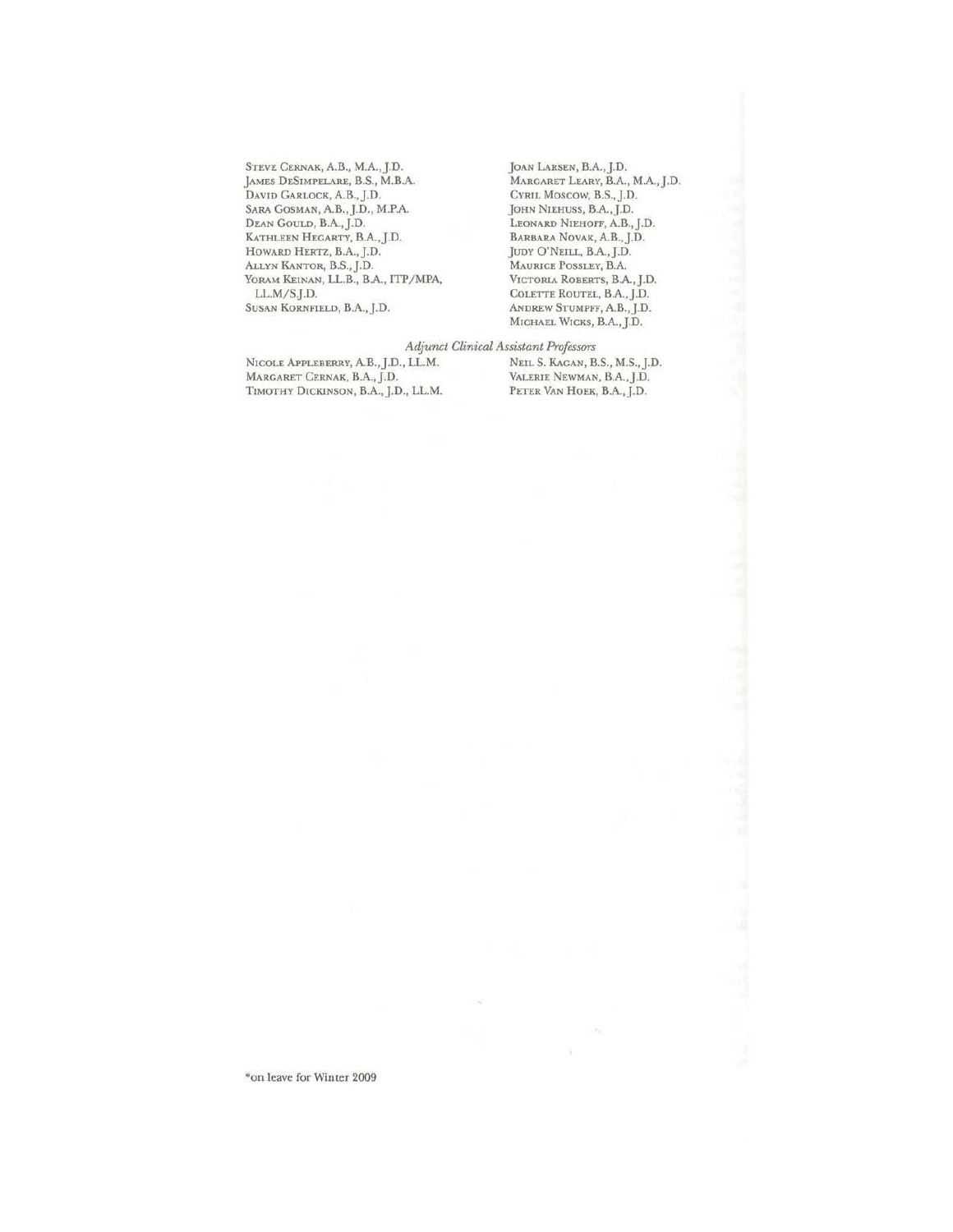Steve Cernak, A.B., M.A., J.D.
James DeSimpelare, B.S., M.B.A.
David Garlock, A.B., J.D.
Sara Gosman, A.B., J.D., M.P.A.
Dean Gould, B.A., J.D.
Kathleen Hegarty, B.A., J.D.
Howard Hertz, B.A., J.D.
Allyn Kantor, B.S., J.D.
Yoram Keinan, LL.B., B.A., ITP/MPA, LL.M/S.J.D.
Susan Kornfield, B.A., J.D.

Joan Larsen, B.A., J.D.
Margaret Leary, B.A., M.A., J.D.
Cyril Moscow, B.S., J.D.
John Niehuss, B.A., J.D.
Leonard Niehoff, A.B., J.D.
Barbara Novak, A.B., J.D.
Judy O'Neill, B.A., J.D.
Maurice Possley, B.A.
Victoria Roberts, B.A., J.D.
Colette Routel, B.A., J.D.
Andrew Stumpff, A.B., J.D.
Michael Wicks, B.A., J.D.

*Adjunct Clinical Assistant Professors*

Nicole Appleberry, A.B., J.D., LL.M.
Margaret Cernak, B.A., J.D.
Timothy Dickinson, B.A., J.D., LL.M.

Neil S. Kagan, B.S., M.S., J.D.
Valerie Newman, B.A., J.D.
Peter Van Hoek, B.A., J.D.

*on leave for Winter 2009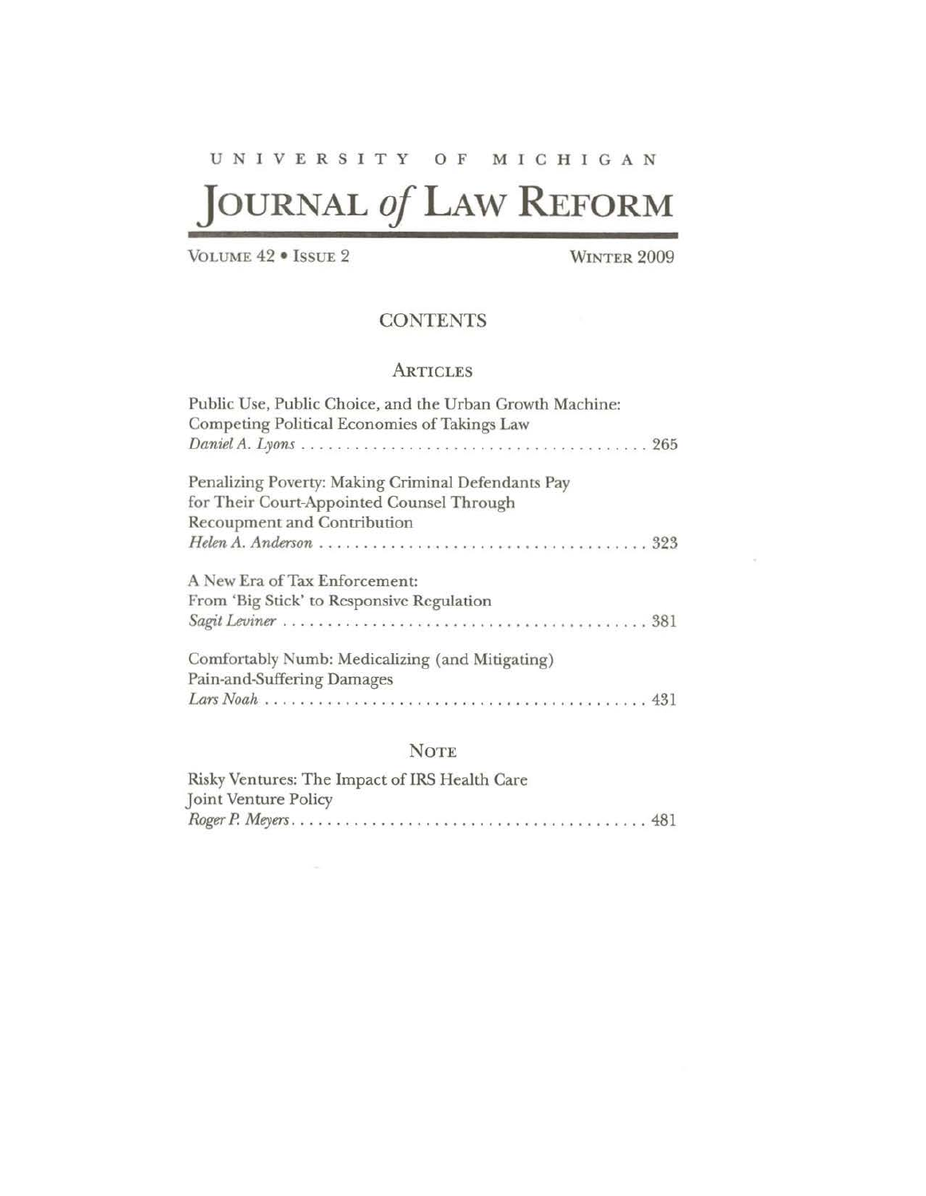UNIVERSITY OF MICHIGAN

# JOURNAL *of* LAW REFORM

VOLUME 42 • ISSUE 2 WINTER 2009

## CONTENTS

### ARTICLES

Public Use, Public Choice, and the Urban Growth Machine: Competing Political Economies of Takings Law
*Daniel A. Lyons* . . . . . . . . . . . . . . . . . . . . . . . . . . . . . . . . . . . . . . . . 265

Penalizing Poverty: Making Criminal Defendants Pay for Their Court-Appointed Counsel Through Recoupment and Contribution
*Helen A. Anderson* . . . . . . . . . . . . . . . . . . . . . . . . . . . . . . . . . . . . . 323

A New Era of Tax Enforcement: From 'Big Stick' to Responsive Regulation
*Sagit Leviner* . . . . . . . . . . . . . . . . . . . . . . . . . . . . . . . . . . . . . . . . . 381

Comfortably Numb: Medicalizing (and Mitigating) Pain-and-Suffering Damages
*Lars Noah* . . . . . . . . . . . . . . . . . . . . . . . . . . . . . . . . . . . . . . . . . . . 431

### NOTE

Risky Ventures: The Impact of IRS Health Care Joint Venture Policy
*Roger P. Meyers* . . . . . . . . . . . . . . . . . . . . . . . . . . . . . . . . . . . . . . . . 481